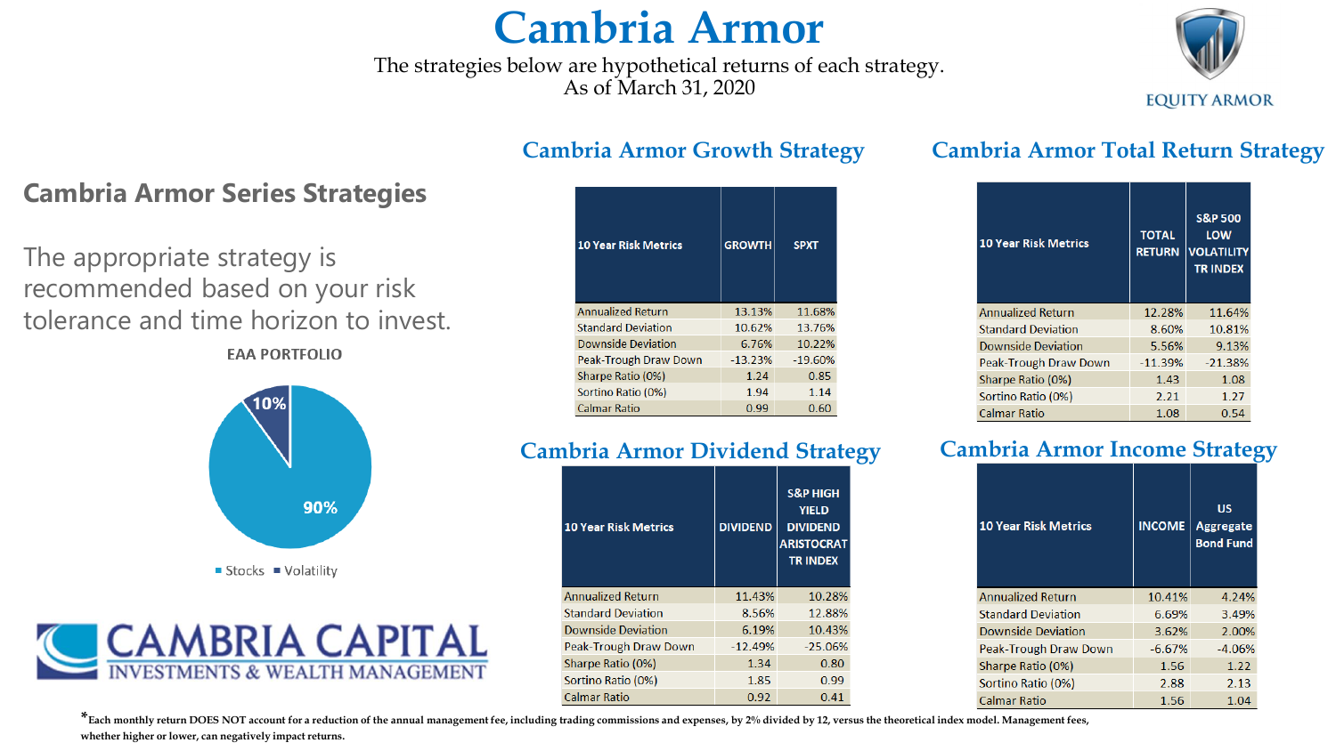# Cambria Armor

The strategies below are hypothetical returns of each strategy.
As of March 31, 2020

EQUITY ARMOR

## Cambria Armor Series Strategies

The appropriate strategy is recommended based on your risk tolerance and time horizon to invest.

**EAA PORTFOLIO**

- Stocks: 90%
- Volatility: 10%

CAMBRIA CAPITAL
INVESTMENTS & WEALTH MANAGEMENT

### Cambria Armor Growth Strategy

| 10 Year Risk Metrics | GROWTH | SPXT |
|---|---|---|
| Annualized Return | 13.13% | 11.68% |
| Standard Deviation | 10.62% | 13.76% |
| Downside Deviation | 6.76% | 10.22% |
| Peak-Trough Draw Down | -13.23% | -19.60% |
| Sharpe Ratio (0%) | 1.24 | 0.85 |
| Sortino Ratio (0%) | 1.94 | 1.14 |
| Calmar Ratio | 0.99 | 0.60 |

### Cambria Armor Total Return Strategy

| 10 Year Risk Metrics | TOTAL RETURN | S&P 500 LOW VOLATILITY TR INDEX |
|---|---|---|
| Annualized Return | 12.28% | 11.64% |
| Standard Deviation | 8.60% | 10.81% |
| Downside Deviation | 5.56% | 9.13% |
| Peak-Trough Draw Down | -11.39% | -21.38% |
| Sharpe Ratio (0%) | 1.43 | 1.08 |
| Sortino Ratio (0%) | 2.21 | 1.27 |
| Calmar Ratio | 1.08 | 0.54 |

### Cambria Armor Dividend Strategy

| 10 Year Risk Metrics | DIVIDEND | S&P HIGH YIELD DIVIDEND ARISTOCRAT TR INDEX |
|---|---|---|
| Annualized Return | 11.43% | 10.28% |
| Standard Deviation | 8.56% | 12.88% |
| Downside Deviation | 6.19% | 10.43% |
| Peak-Trough Draw Down | -12.49% | -25.06% |
| Sharpe Ratio (0%) | 1.34 | 0.80 |
| Sortino Ratio (0%) | 1.85 | 0.99 |
| Calmar Ratio | 0.92 | 0.41 |

### Cambria Armor Income Strategy

| 10 Year Risk Metrics | INCOME | US Aggregate Bond Fund |
|---|---|---|
| Annualized Return | 10.41% | 4.24% |
| Standard Deviation | 6.69% | 3.49% |
| Downside Deviation | 3.62% | 2.00% |
| Peak-Trough Draw Down | -6.67% | -4.06% |
| Sharpe Ratio (0%) | 1.56 | 1.22 |
| Sortino Ratio (0%) | 2.88 | 2.13 |
| Calmar Ratio | 1.56 | 1.04 |

**\*Each monthly return DOES NOT account for a reduction of the annual management fee, including trading commissions and expenses, by 2% divided by 12, versus the theoretical index model. Management fees, whether higher or lower, can negatively impact returns.**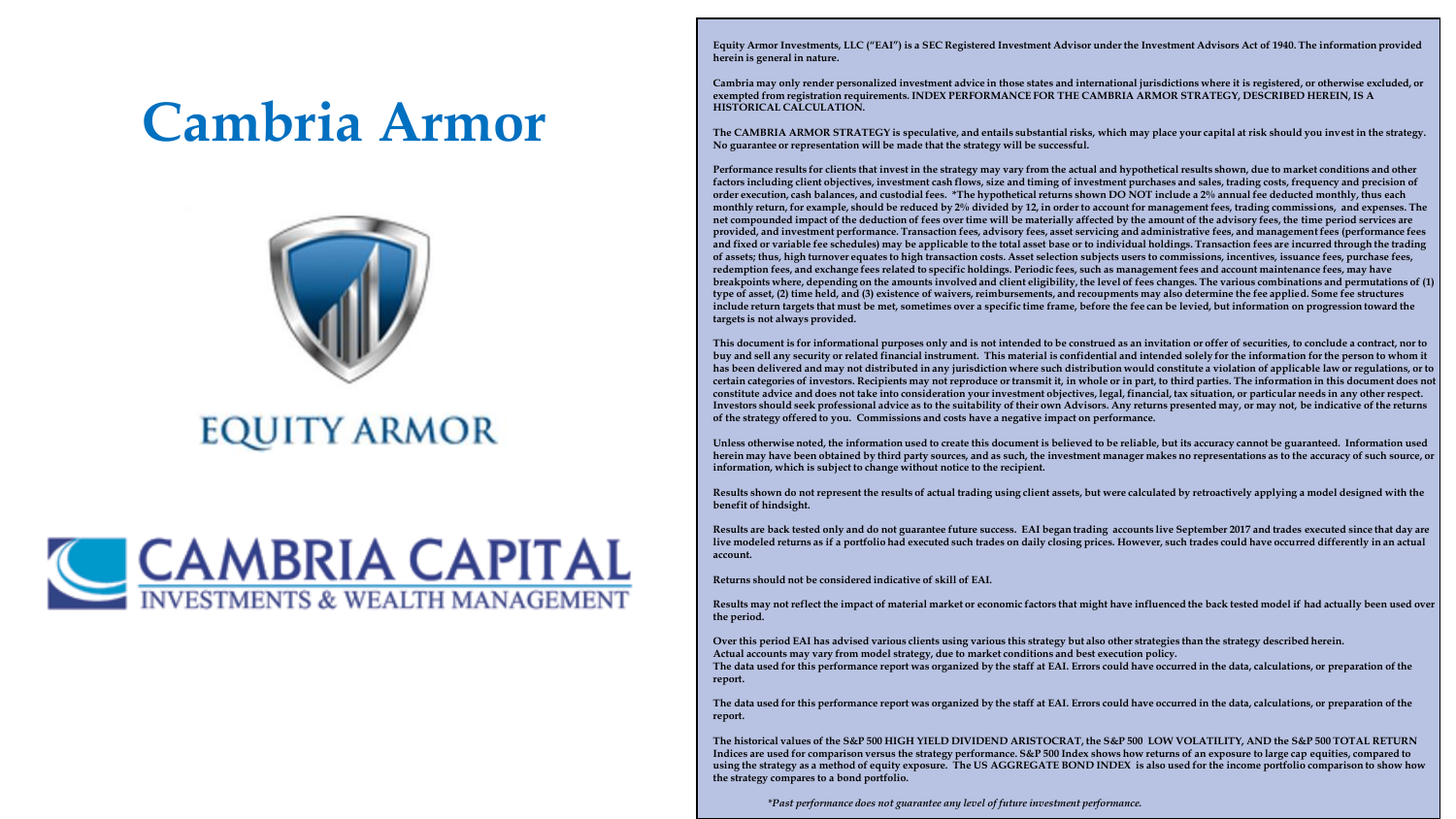# Cambria Armor

EQUITY ARMOR

CAMBRIA CAPITAL
INVESTMENTS & WEALTH MANAGEMENT

**Equity Armor Investments, LLC ("EAI") is a SEC Registered Investment Advisor under the Investment Advisors Act of 1940. The information provided herein is general in nature.**

**Cambria may only render personalized investment advice in those states and international jurisdictions where it is registered, or otherwise excluded, or exempted from registration requirements. INDEX PERFORMANCE FOR THE CAMBRIA ARMOR STRATEGY, DESCRIBED HEREIN, IS A HISTORICAL CALCULATION.**

**The CAMBRIA ARMOR STRATEGY is speculative, and entails substantial risks, which may place your capital at risk should you invest in the strategy. No guarantee or representation will be made that the strategy will be successful.**

**Performance results for clients that invest in the strategy may vary from the actual and hypothetical results shown, due to market conditions and other factors including client objectives, investment cash flows, size and timing of investment purchases and sales, trading costs, frequency and precision of order execution, cash balances, and custodial fees. *The hypothetical returns shown DO NOT include a 2% annual fee deducted monthly, thus each monthly return, for example, should be reduced by 2% divided by 12, in order to account for management fees, trading commissions, and expenses. The net compounded impact of the deduction of fees over time will be materially affected by the amount of the advisory fees, the time period services are provided, and investment performance. Transaction fees, advisory fees, asset servicing and administrative fees, and management fees (performance fees and fixed or variable fee schedules) may be applicable to the total asset base or to individual holdings. Transaction fees are incurred through the trading of assets; thus, high turnover equates to high transaction costs. Asset selection subjects users to commissions, incentives, issuance fees, purchase fees, redemption fees, and exchange fees related to specific holdings. Periodic fees, such as management fees and account maintenance fees, may have breakpoints where, depending on the amounts involved and client eligibility, the level of fees changes. The various combinations and permutations of (1) type of asset, (2) time held, and (3) existence of waivers, reimbursements, and recoupments may also determine the fee applied. Some fee structures include return targets that must be met, sometimes over a specific time frame, before the fee can be levied, but information on progression toward the targets is not always provided.**

**This document is for informational purposes only and is not intended to be construed as an invitation or offer of securities, to conclude a contract, nor to buy and sell any security or related financial instrument. This material is confidential and intended solely for the information for the person to whom it has been delivered and may not distributed in any jurisdiction where such distribution would constitute a violation of applicable law or regulations, or to certain categories of investors. Recipients may not reproduce or transmit it, in whole or in part, to third parties. The information in this document does not constitute advice and does not take into consideration your investment objectives, legal, financial, tax situation, or particular needs in any other respect. Investors should seek professional advice as to the suitability of their own Advisors. Any returns presented may, or may not, be indicative of the returns of the strategy offered to you. Commissions and costs have a negative impact on performance.**

**Unless otherwise noted, the information used to create this document is believed to be reliable, but its accuracy cannot be guaranteed. Information used herein may have been obtained by third party sources, and as such, the investment manager makes no representations as to the accuracy of such source, or information, which is subject to change without notice to the recipient.**

**Results shown do not represent the results of actual trading using client assets, but were calculated by retroactively applying a model designed with the benefit of hindsight.**

**Results are back tested only and do not guarantee future success. EAI began trading accounts live September 2017 and trades executed since that day are live modeled returns as if a portfolio had executed such trades on daily closing prices. However, such trades could have occurred differently in an actual account.**

**Returns should not be considered indicative of skill of EAI.**

**Results may not reflect the impact of material market or economic factors that might have influenced the back tested model if had actually been used over the period.**

**Over this period EAI has advised various clients using various this strategy but also other strategies than the strategy described herein.**
**Actual accounts may vary from model strategy, due to market conditions and best execution policy.**
**The data used for this performance report was organized by the staff at EAI. Errors could have occurred in the data, calculations, or preparation of the report.**

**The data used for this performance report was organized by the staff at EAI. Errors could have occurred in the data, calculations, or preparation of the report.**

**The historical values of the S&P 500 HIGH YIELD DIVIDEND ARISTOCRAT, the S&P 500 LOW VOLATILITY, AND the S&P 500 TOTAL RETURN Indices are used for comparison versus the strategy performance. S&P 500 Index shows how returns of an exposure to large cap equities, compared to using the strategy as a method of equity exposure. The US AGGREGATE BOND INDEX is also used for the income portfolio comparison to show how the strategy compares to a bond portfolio.**

***Past performance does not guarantee any level of future investment performance.***